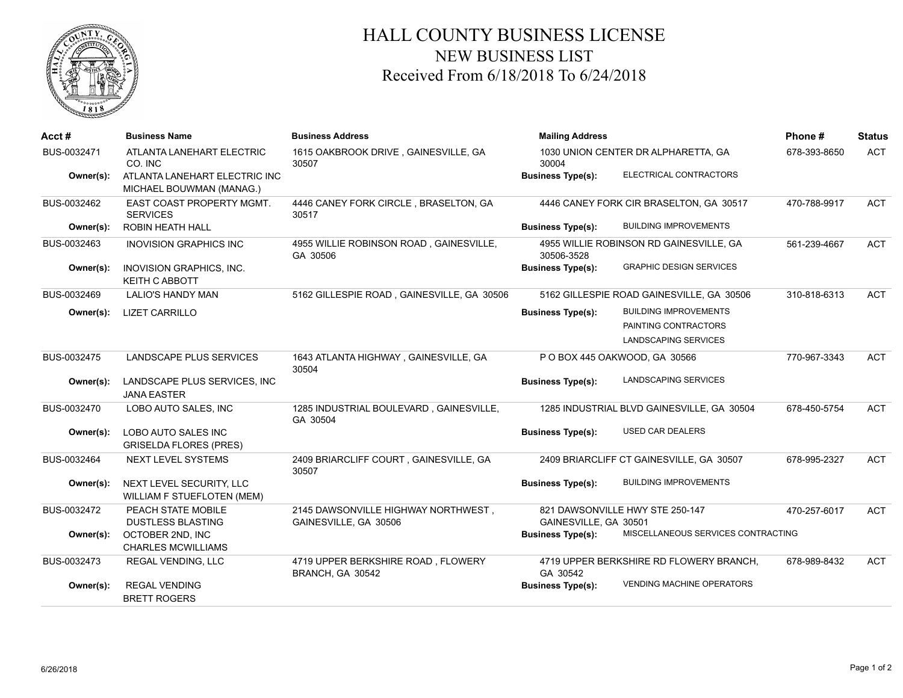# HALL COUNTY BUSINESS LICENSE

## NEW BUSINESS LIST

### Received From 6/18/2018 To 6/24/2018

| Acct # | Business Name | Business Address | Mailing Address | Phone # | Status |
|---|---|---|---|---|---|
| BUS-0032471 | ATLANTA LANEHART ELECTRIC CO. INC | 1615 OAKBROOK DRIVE , GAINESVILLE, GA 30507 | 1030 UNION CENTER DR ALPHARETTA, GA 30004 | 678-393-8650 | ACT |
| **Owner(s):** | ATLANTA LANEHART ELECTRIC INC<br>MICHAEL BOUWMAN (MANAG.) | | **Business Type(s):** ELECTRICAL CONTRACTORS | | |
| BUS-0032462 | EAST COAST PROPERTY MGMT. SERVICES | 4446 CANEY FORK CIRCLE , BRASELTON, GA 30517 | 4446 CANEY FORK CIR BRASELTON, GA 30517 | 470-788-9917 | ACT |
| **Owner(s):** | ROBIN HEATH HALL | | **Business Type(s):** BUILDING IMPROVEMENTS | | |
| BUS-0032463 | INOVISION GRAPHICS INC | 4955 WILLIE ROBINSON ROAD , GAINESVILLE, GA 30506 | 4955 WILLIE ROBINSON RD GAINESVILLE, GA 30506-3528 | 561-239-4667 | ACT |
| **Owner(s):** | INOVISION GRAPHICS, INC.<br>KEITH C ABBOTT | | **Business Type(s):** GRAPHIC DESIGN SERVICES | | |
| BUS-0032469 | LALIO'S HANDY MAN | 5162 GILLESPIE ROAD , GAINESVILLE, GA 30506 | 5162 GILLESPIE ROAD GAINESVILLE, GA 30506 | 310-818-6313 | ACT |
| **Owner(s):** | LIZET CARRILLO | | **Business Type(s):** BUILDING IMPROVEMENTS<br>PAINTING CONTRACTORS<br>LANDSCAPING SERVICES | | |
| BUS-0032475 | LANDSCAPE PLUS SERVICES | 1643 ATLANTA HIGHWAY , GAINESVILLE, GA 30504 | P O BOX 445 OAKWOOD, GA 30566 | 770-967-3343 | ACT |
| **Owner(s):** | LANDSCAPE PLUS SERVICES, INC<br>JANA EASTER | | **Business Type(s):** LANDSCAPING SERVICES | | |
| BUS-0032470 | LOBO AUTO SALES, INC | 1285 INDUSTRIAL BOULEVARD , GAINESVILLE, GA 30504 | 1285 INDUSTRIAL BLVD GAINESVILLE, GA 30504 | 678-450-5754 | ACT |
| **Owner(s):** | LOBO AUTO SALES INC<br>GRISELDA FLORES (PRES) | | **Business Type(s):** USED CAR DEALERS | | |
| BUS-0032464 | NEXT LEVEL SYSTEMS | 2409 BRIARCLIFF COURT , GAINESVILLE, GA 30507 | 2409 BRIARCLIFF CT GAINESVILLE, GA 30507 | 678-995-2327 | ACT |
| **Owner(s):** | NEXT LEVEL SECURITY, LLC<br>WILLIAM F STUEFLOTEN (MEM) | | **Business Type(s):** BUILDING IMPROVEMENTS | | |
| BUS-0032472 | PEACH STATE MOBILE DUSTLESS BLASTING | 2145 DAWSONVILLE HIGHWAY NORTHWEST , GAINESVILLE, GA 30506 | 821 DAWSONVILLE HWY STE 250-147 GAINESVILLE, GA 30501 | 470-257-6017 | ACT |
| **Owner(s):** | OCTOBER 2ND, INC<br>CHARLES MCWILLIAMS | | **Business Type(s):** MISCELLANEOUS SERVICES CONTRACTING | | |
| BUS-0032473 | REGAL VENDING, LLC | 4719 UPPER BERKSHIRE ROAD , FLOWERY BRANCH, GA 30542 | 4719 UPPER BERKSHIRE RD FLOWERY BRANCH, GA 30542 | 678-989-8432 | ACT |
| **Owner(s):** | REGAL VENDING<br>BRETT ROGERS | | **Business Type(s):** VENDING MACHINE OPERATORS | | |

6/26/2018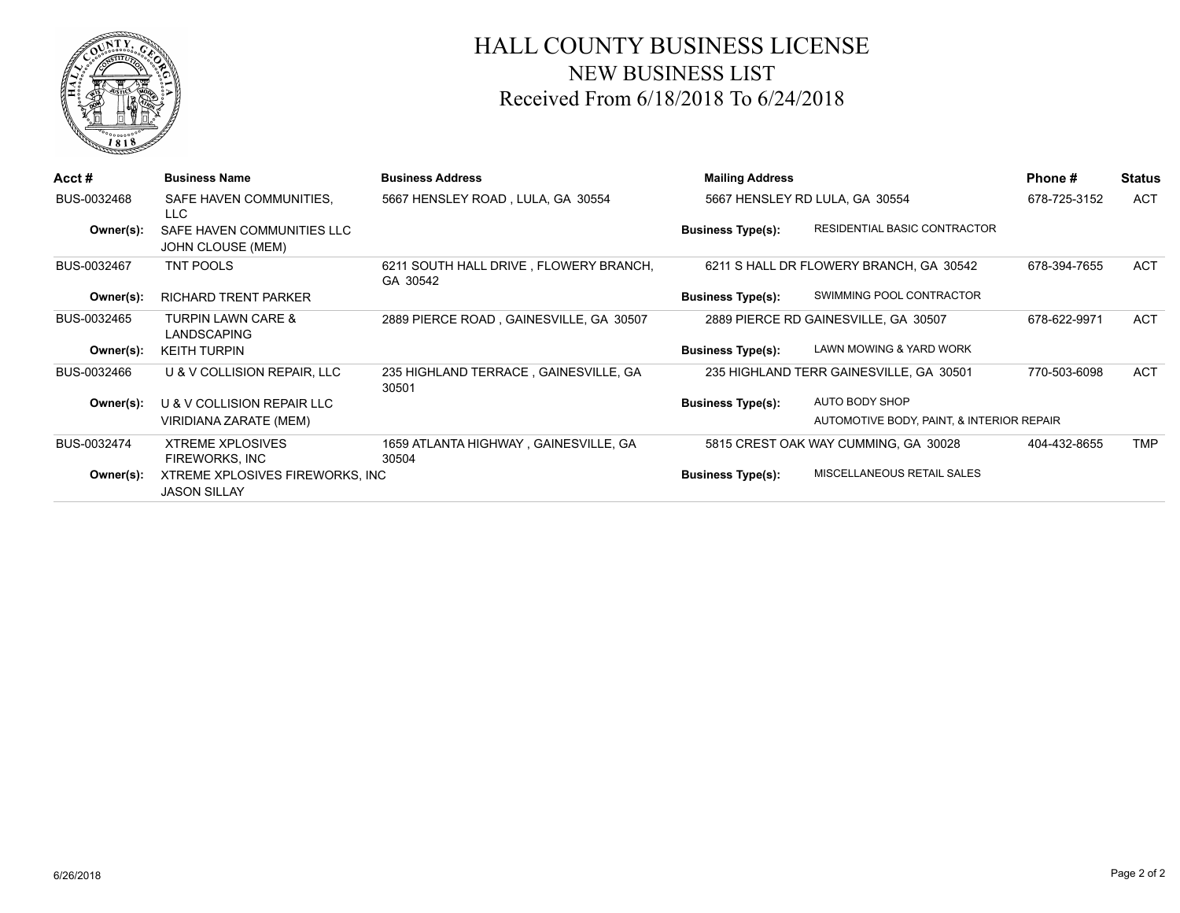# HALL COUNTY BUSINESS LICENSE
## NEW BUSINESS LIST
### Received From 6/18/2018 To 6/24/2018

| Acct # | Business Name | Business Address | Mailing Address | | Phone # | Status |
|---|---|---|---|---|---|---|
| BUS-0032468 | SAFE HAVEN COMMUNITIES, LLC | 5667 HENSLEY ROAD , LULA, GA 30554 | 5667 HENSLEY RD LULA, GA 30554 | | 678-725-3152 | ACT |
| Owner(s): | SAFE HAVEN COMMUNITIES LLC<br>JOHN CLOUSE (MEM) | | Business Type(s): | RESIDENTIAL BASIC CONTRACTOR | | |
| BUS-0032467 | TNT POOLS | 6211 SOUTH HALL DRIVE , FLOWERY BRANCH, GA 30542 | 6211 S HALL DR FLOWERY BRANCH, GA 30542 | | 678-394-7655 | ACT |
| Owner(s): | RICHARD TRENT PARKER | | Business Type(s): | SWIMMING POOL CONTRACTOR | | |
| BUS-0032465 | TURPIN LAWN CARE & LANDSCAPING | 2889 PIERCE ROAD , GAINESVILLE, GA 30507 | 2889 PIERCE RD GAINESVILLE, GA 30507 | | 678-622-9971 | ACT |
| Owner(s): | KEITH TURPIN | | Business Type(s): | LAWN MOWING & YARD WORK | | |
| BUS-0032466 | U & V COLLISION REPAIR, LLC | 235 HIGHLAND TERRACE , GAINESVILLE, GA 30501 | 235 HIGHLAND TERR GAINESVILLE, GA 30501 | | 770-503-6098 | ACT |
| Owner(s): | U & V COLLISION REPAIR LLC<br>VIRIDIANA ZARATE (MEM) | | Business Type(s): | AUTO BODY SHOP<br>AUTOMOTIVE BODY, PAINT, & INTERIOR REPAIR | | |
| BUS-0032474 | XTREME XPLOSIVES FIREWORKS, INC | 1659 ATLANTA HIGHWAY , GAINESVILLE, GA 30504 | 5815 CREST OAK WAY CUMMING, GA 30028 | | 404-432-8655 | TMP |
| Owner(s): | XTREME XPLOSIVES FIREWORKS, INC<br>JASON SILLAY | | Business Type(s): | MISCELLANEOUS RETAIL SALES | | |

6/26/2018